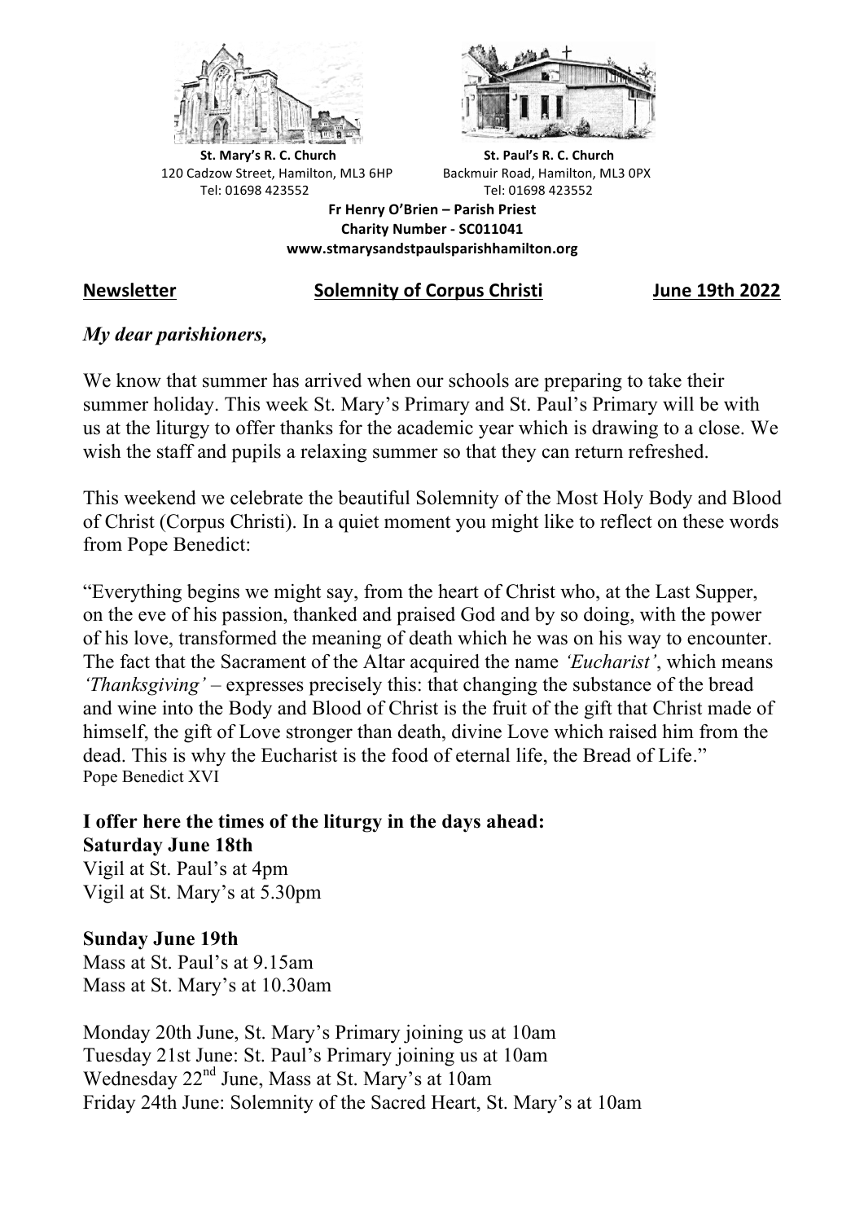**St. Mary's R. C. Church**
120 Cadzow Street, Hamilton, ML3 6HP
Tel: 01698 423552

**St. Paul's R. C. Church**
Backmuir Road, Hamilton, ML3 0PX
Tel: 01698 423552

**Fr Henry O'Brien – Parish Priest**
**Charity Number - SC011041**
**www.stmarysandstpaulsparishhamilton.org**

**Newsletter** **Solemnity of Corpus Christi** **June 19th 2022**

*My dear parishioners,*

We know that summer has arrived when our schools are preparing to take their summer holiday. This week St. Mary's Primary and St. Paul's Primary will be with us at the liturgy to offer thanks for the academic year which is drawing to a close. We wish the staff and pupils a relaxing summer so that they can return refreshed.

This weekend we celebrate the beautiful Solemnity of the Most Holy Body and Blood of Christ (Corpus Christi). In a quiet moment you might like to reflect on these words from Pope Benedict:

"Everything begins we might say, from the heart of Christ who, at the Last Supper, on the eve of his passion, thanked and praised God and by so doing, with the power of his love, transformed the meaning of death which he was on his way to encounter. The fact that the Sacrament of the Altar acquired the name *'Eucharist'*, which means *'Thanksgiving'* – expresses precisely this: that changing the substance of the bread and wine into the Body and Blood of Christ is the fruit of the gift that Christ made of himself, the gift of Love stronger than death, divine Love which raised him from the dead. This is why the Eucharist is the food of eternal life, the Bread of Life."
Pope Benedict XVI

**I offer here the times of the liturgy in the days ahead:**
**Saturday June 18th**
Vigil at St. Paul's at 4pm
Vigil at St. Mary's at 5.30pm

**Sunday June 19th**
Mass at St. Paul's at 9.15am
Mass at St. Mary's at 10.30am

Monday 20th June, St. Mary's Primary joining us at 10am
Tuesday 21st June: St. Paul's Primary joining us at 10am
Wednesday 22nd June, Mass at St. Mary's at 10am
Friday 24th June: Solemnity of the Sacred Heart, St. Mary's at 10am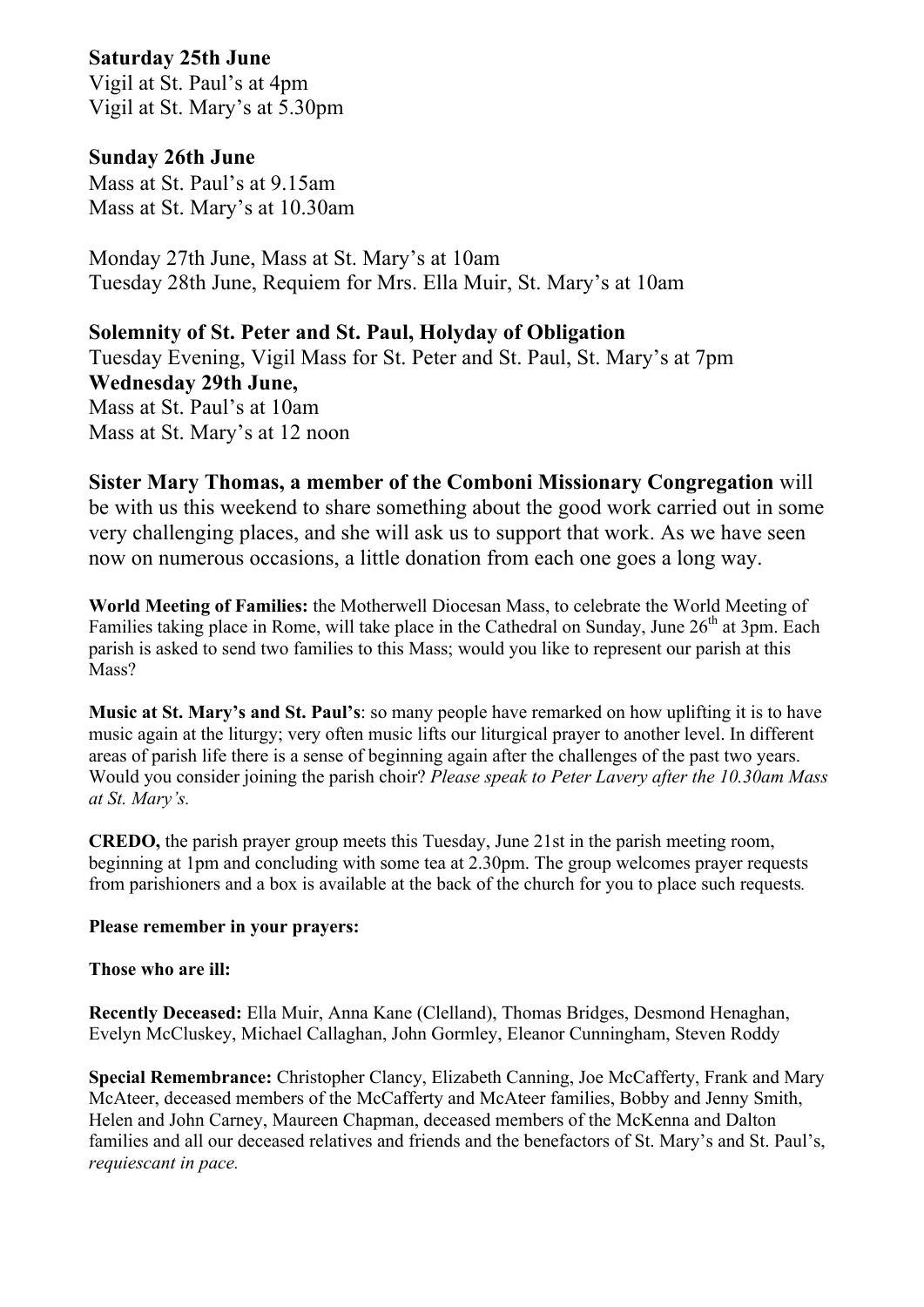**Saturday 25th June**
Vigil at St. Paul's at 4pm
Vigil at St. Mary's at 5.30pm

**Sunday 26th June**
Mass at St. Paul's at 9.15am
Mass at St. Mary's at 10.30am

Monday 27th June, Mass at St. Mary's at 10am
Tuesday 28th June, Requiem for Mrs. Ella Muir, St. Mary's at 10am

**Solemnity of St. Peter and St. Paul, Holyday of Obligation**
Tuesday Evening, Vigil Mass for St. Peter and St. Paul, St. Mary's at 7pm
**Wednesday 29th June,**
Mass at St. Paul's at 10am
Mass at St. Mary's at 12 noon

**Sister Mary Thomas, a member of the Comboni Missionary Congregation** will be with us this weekend to share something about the good work carried out in some very challenging places, and she will ask us to support that work. As we have seen now on numerous occasions, a little donation from each one goes a long way.

**World Meeting of Families:** the Motherwell Diocesan Mass, to celebrate the World Meeting of Families taking place in Rome, will take place in the Cathedral on Sunday, June 26th at 3pm. Each parish is asked to send two families to this Mass; would you like to represent our parish at this Mass?

**Music at St. Mary's and St. Paul's**: so many people have remarked on how uplifting it is to have music again at the liturgy; very often music lifts our liturgical prayer to another level. In different areas of parish life there is a sense of beginning again after the challenges of the past two years. Would you consider joining the parish choir? *Please speak to Peter Lavery after the 10.30am Mass at St. Mary's.*

**CREDO,** the parish prayer group meets this Tuesday, June 21st in the parish meeting room, beginning at 1pm and concluding with some tea at 2.30pm. The group welcomes prayer requests from parishioners and a box is available at the back of the church for you to place such requests.

**Please remember in your prayers:**

**Those who are ill:**

**Recently Deceased:** Ella Muir, Anna Kane (Clelland), Thomas Bridges, Desmond Henaghan, Evelyn McCluskey, Michael Callaghan, John Gormley, Eleanor Cunningham, Steven Roddy

**Special Remembrance:** Christopher Clancy, Elizabeth Canning, Joe McCafferty, Frank and Mary McAteer, deceased members of the McCafferty and McAteer families, Bobby and Jenny Smith, Helen and John Carney, Maureen Chapman, deceased members of the McKenna and Dalton families and all our deceased relatives and friends and the benefactors of St. Mary's and St. Paul's, *requiescant in pace.*